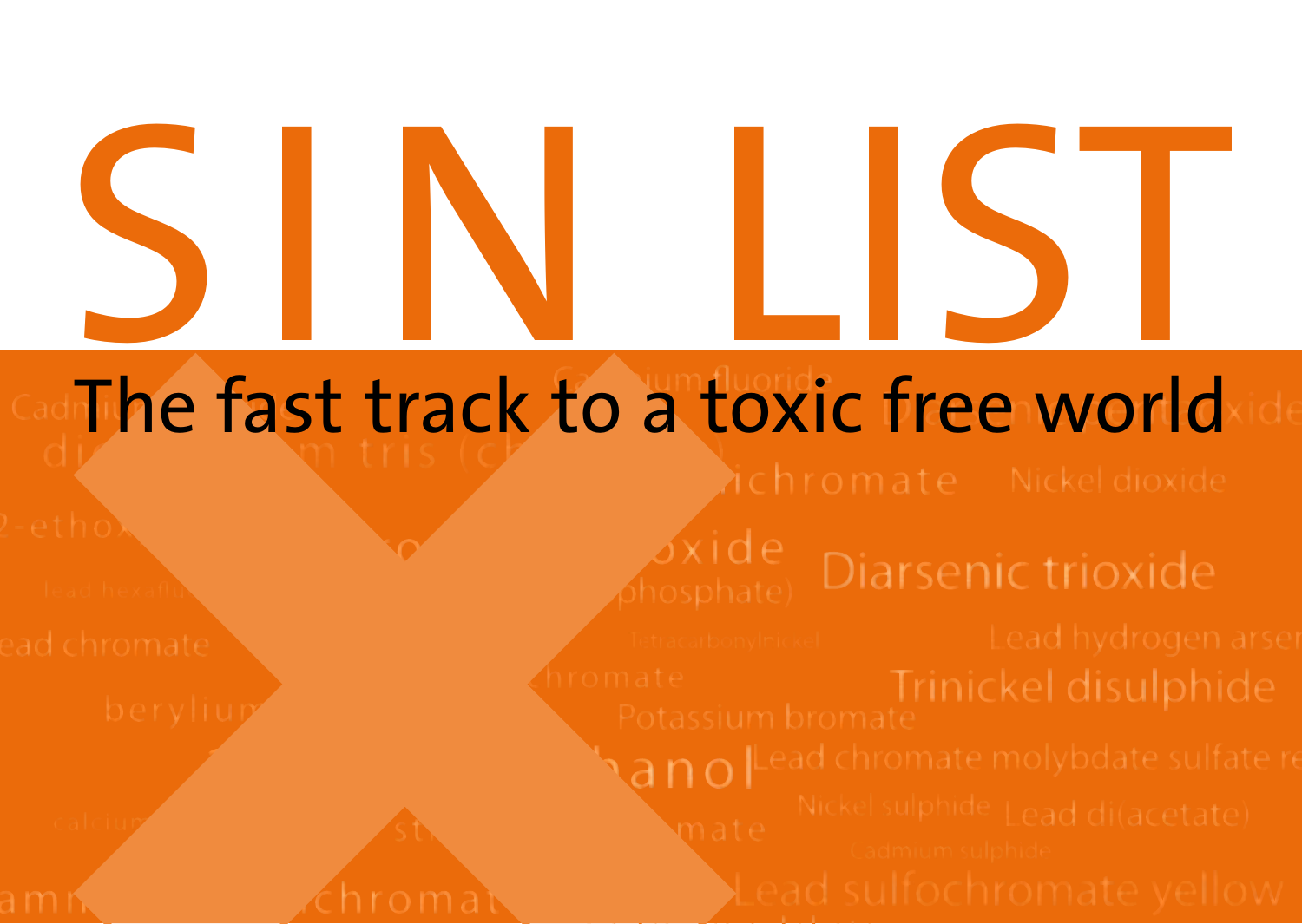# SIN LIST

## The fast track to a toxic free world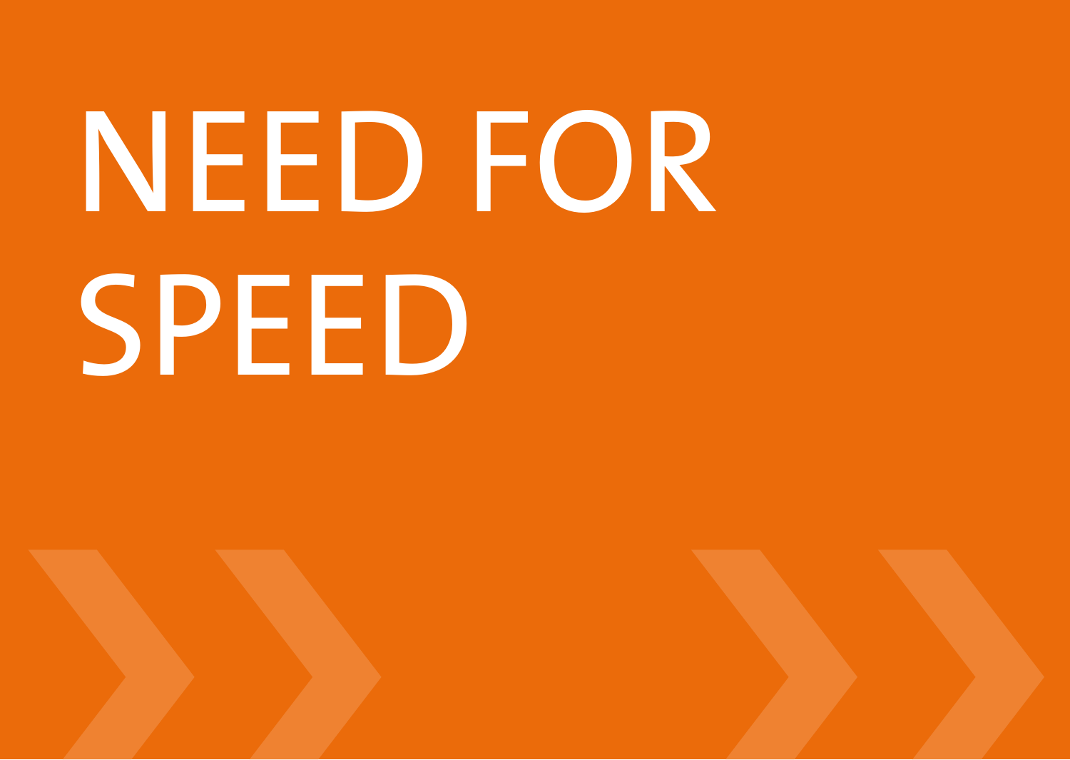# NEED FOR SPEED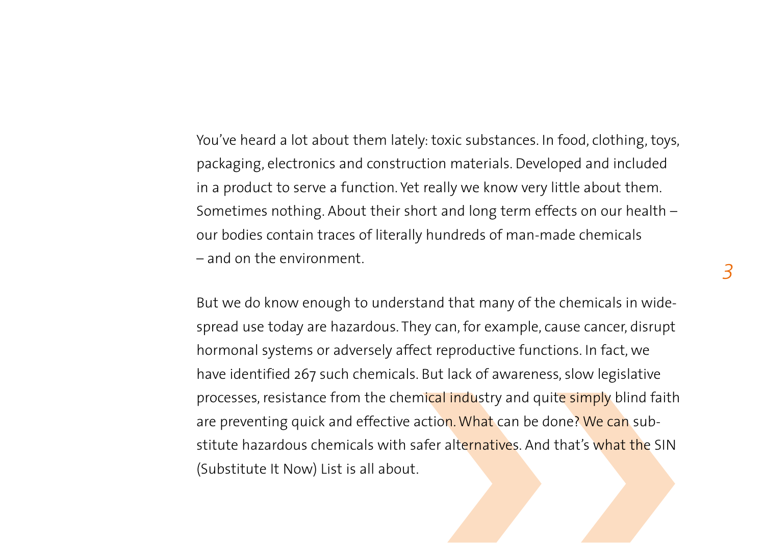You've heard a lot about them lately: toxic substances. In food, clothing, toys, packaging, electronics and construction materials. Developed and included in a product to serve a function. Yet really we know very little about them. Sometimes nothing. About their short and long term effects on our health – our bodies contain traces of literally hundreds of man-made chemicals – and on the environment.

But we do know enough to understand that many of the chemicals in widespread use today are hazardous. They can, for example, cause cancer, disrupt hormonal systems or adversely affect reproductive functions. In fact, we have identified 267 such chemicals. But lack of awareness, slow legislative processes, resistance from the chemical industry and quite simply blind faith are preventing quick and effective action. What can be done? We can substitute hazardous chemicals with safer alternatives. And that's what the SIN (Substitute It Now) List is all about.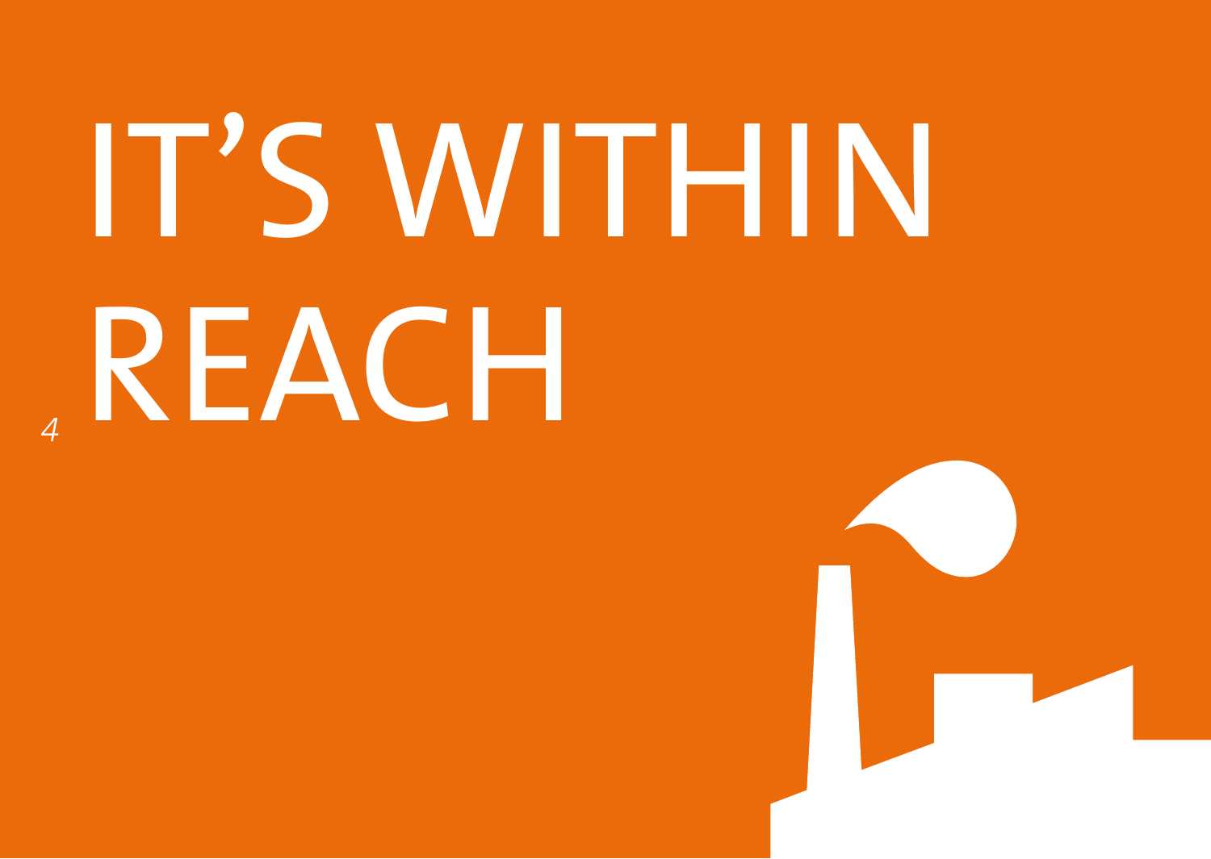# IT'S WITHIN REACH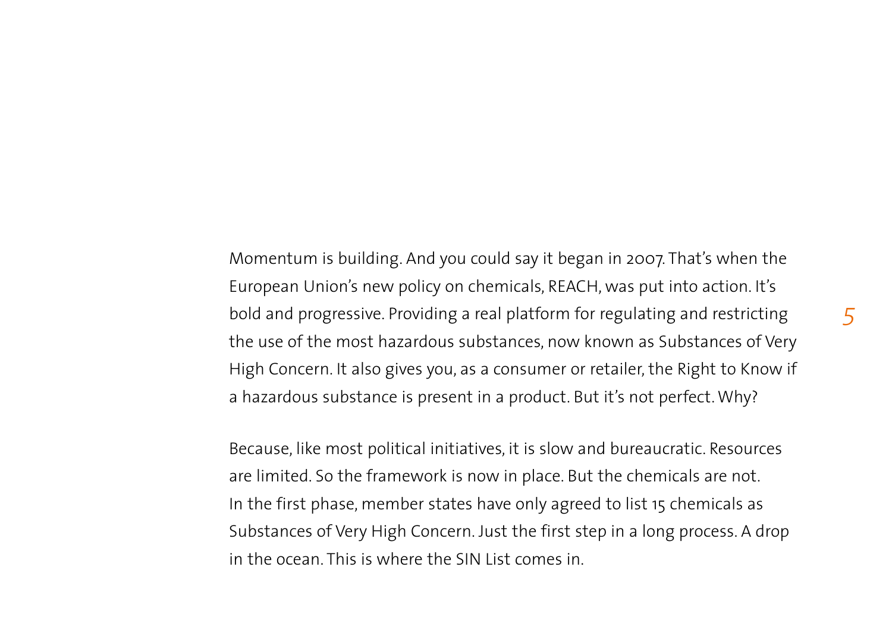Momentum is building. And you could say it began in 2007. That's when the European Union's new policy on chemicals, REACH, was put into action. It's bold and progressive. Providing a real platform for regulating and restricting the use of the most hazardous substances, now known as Substances of Very High Concern. It also gives you, as a consumer or retailer, the Right to Know if a hazardous substance is present in a product. But it's not perfect. Why?

Because, like most political initiatives, it is slow and bureaucratic. Resources are limited. So the framework is now in place. But the chemicals are not. In the first phase, member states have only agreed to list 15 chemicals as Substances of Very High Concern. Just the first step in a long process. A drop in the ocean. This is where the SIN List comes in.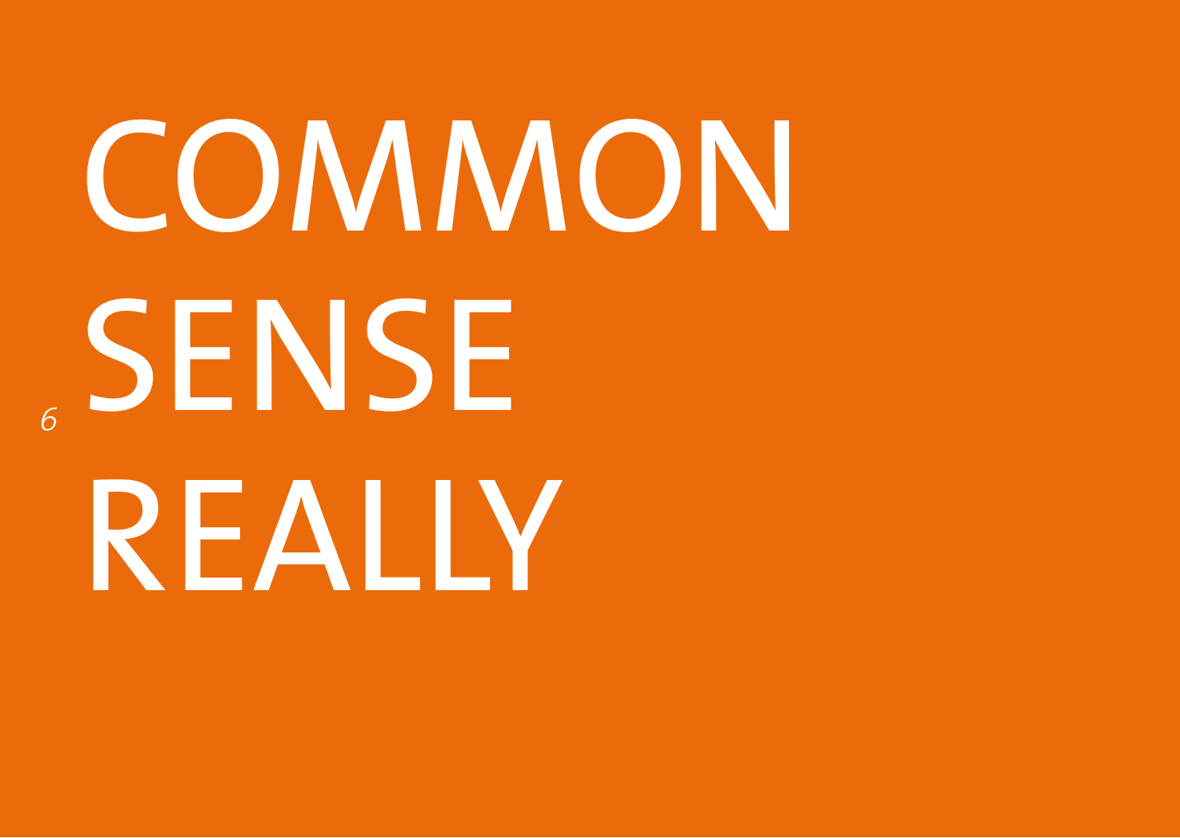# COMMON SENSE REALLY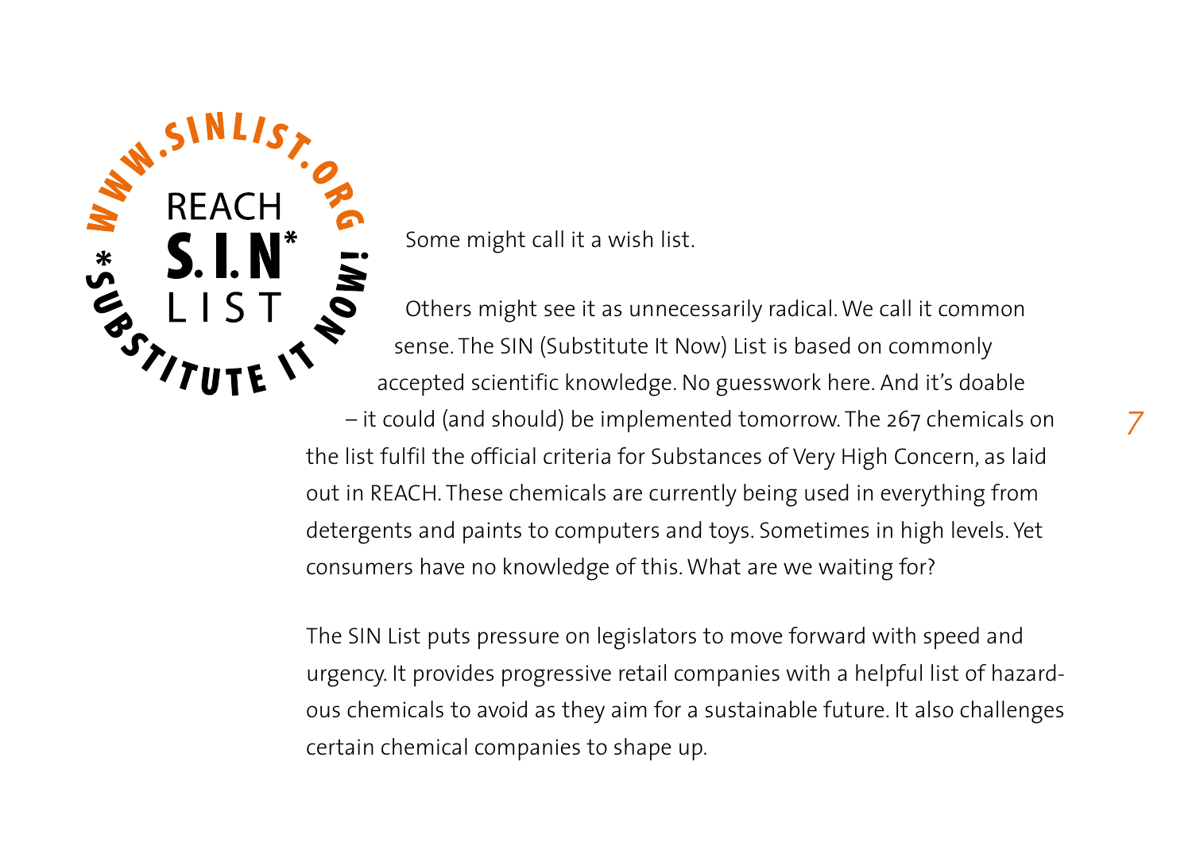REACH S.I.N* LIST

WWW.SINLIST.ORG

*SUBSTITUTE IT NOW!

Some might call it a wish list.

Others might see it as unnecessarily radical. We call it common sense. The SIN (Substitute It Now) List is based on commonly accepted scientific knowledge. No guesswork here. And it's doable – it could (and should) be implemented tomorrow. The 267 chemicals on the list fulfil the official criteria for Substances of Very High Concern, as laid out in REACH. These chemicals are currently being used in everything from detergents and paints to computers and toys. Sometimes in high levels. Yet consumers have no knowledge of this. What are we waiting for?

The SIN List puts pressure on legislators to move forward with speed and urgency. It provides progressive retail companies with a helpful list of hazardous chemicals to avoid as they aim for a sustainable future. It also challenges certain chemical companies to shape up.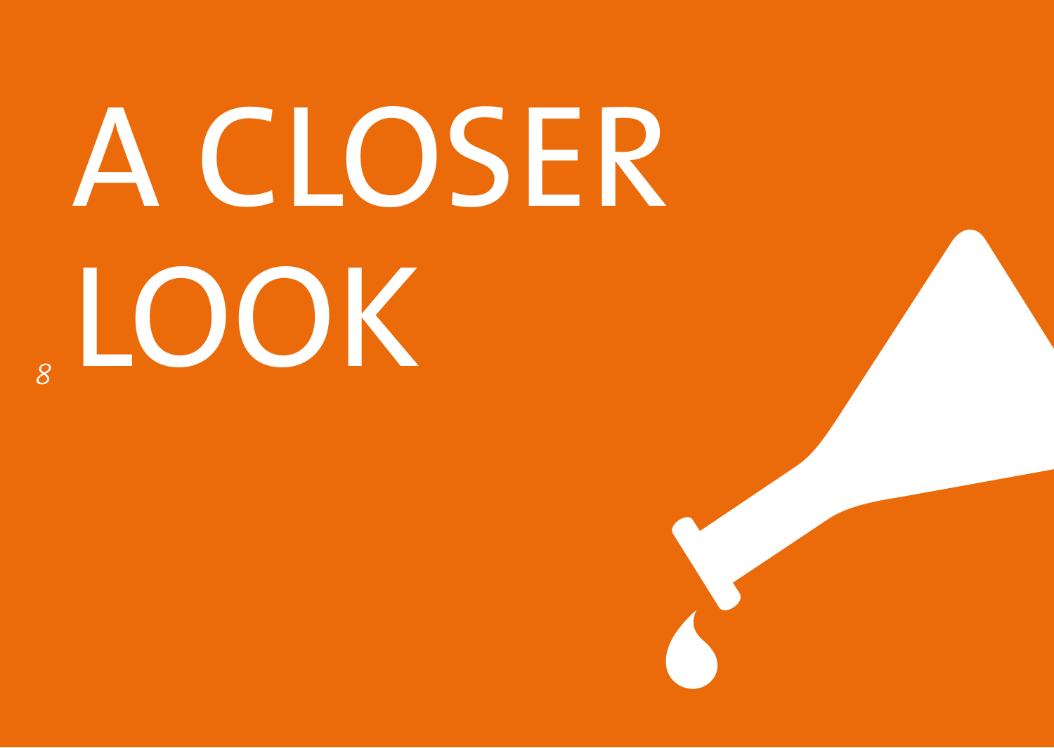# A CLOSER LOOK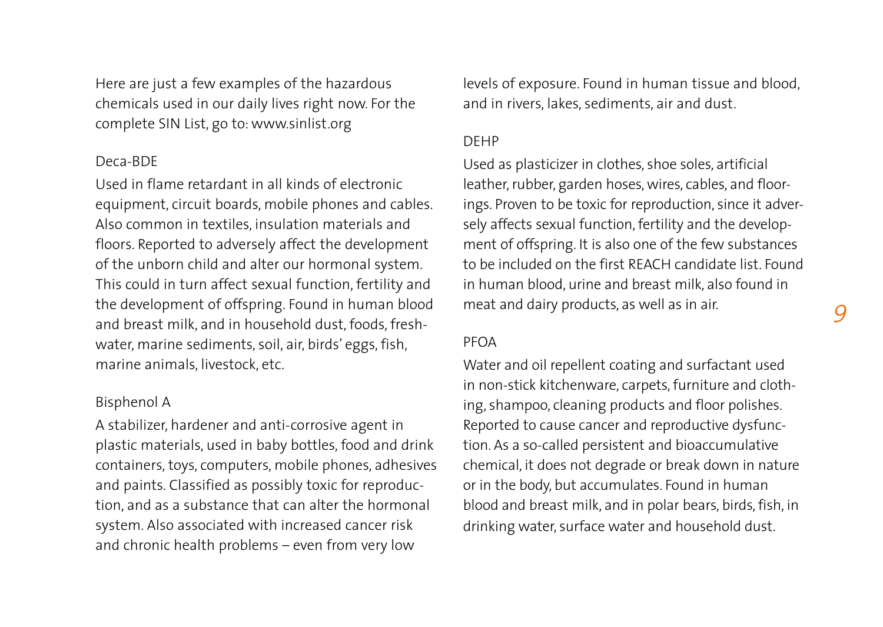Here are just a few examples of the hazardous chemicals used in our daily lives right now. For the complete SIN List, go to: www.sinlist.org

### Deca-BDE

Used in flame retardant in all kinds of electronic equipment, circuit boards, mobile phones and cables. Also common in textiles, insulation materials and floors. Reported to adversely affect the development of the unborn child and alter our hormonal system. This could in turn affect sexual function, fertility and the development of offspring. Found in human blood and breast milk, and in household dust, foods, freshwater, marine sediments, soil, air, birds' eggs, fish, marine animals, livestock, etc.

### Bisphenol A

A stabilizer, hardener and anti-corrosive agent in plastic materials, used in baby bottles, food and drink containers, toys, computers, mobile phones, adhesives and paints. Classified as possibly toxic for reproduction, and as a substance that can alter the hormonal system. Also associated with increased cancer risk and chronic health problems – even from very low levels of exposure. Found in human tissue and blood, and in rivers, lakes, sediments, air and dust.

### DEHP

Used as plasticizer in clothes, shoe soles, artificial leather, rubber, garden hoses, wires, cables, and floorings. Proven to be toxic for reproduction, since it adversely affects sexual function, fertility and the development of offspring. It is also one of the few substances to be included on the first REACH candidate list. Found in human blood, urine and breast milk, also found in meat and dairy products, as well as in air.

### PFOA

Water and oil repellent coating and surfactant used in non-stick kitchenware, carpets, furniture and clothing, shampoo, cleaning products and floor polishes. Reported to cause cancer and reproductive dysfunction. As a so-called persistent and bioaccumulative chemical, it does not degrade or break down in nature or in the body, but accumulates. Found in human blood and breast milk, and in polar bears, birds, fish, in drinking water, surface water and household dust.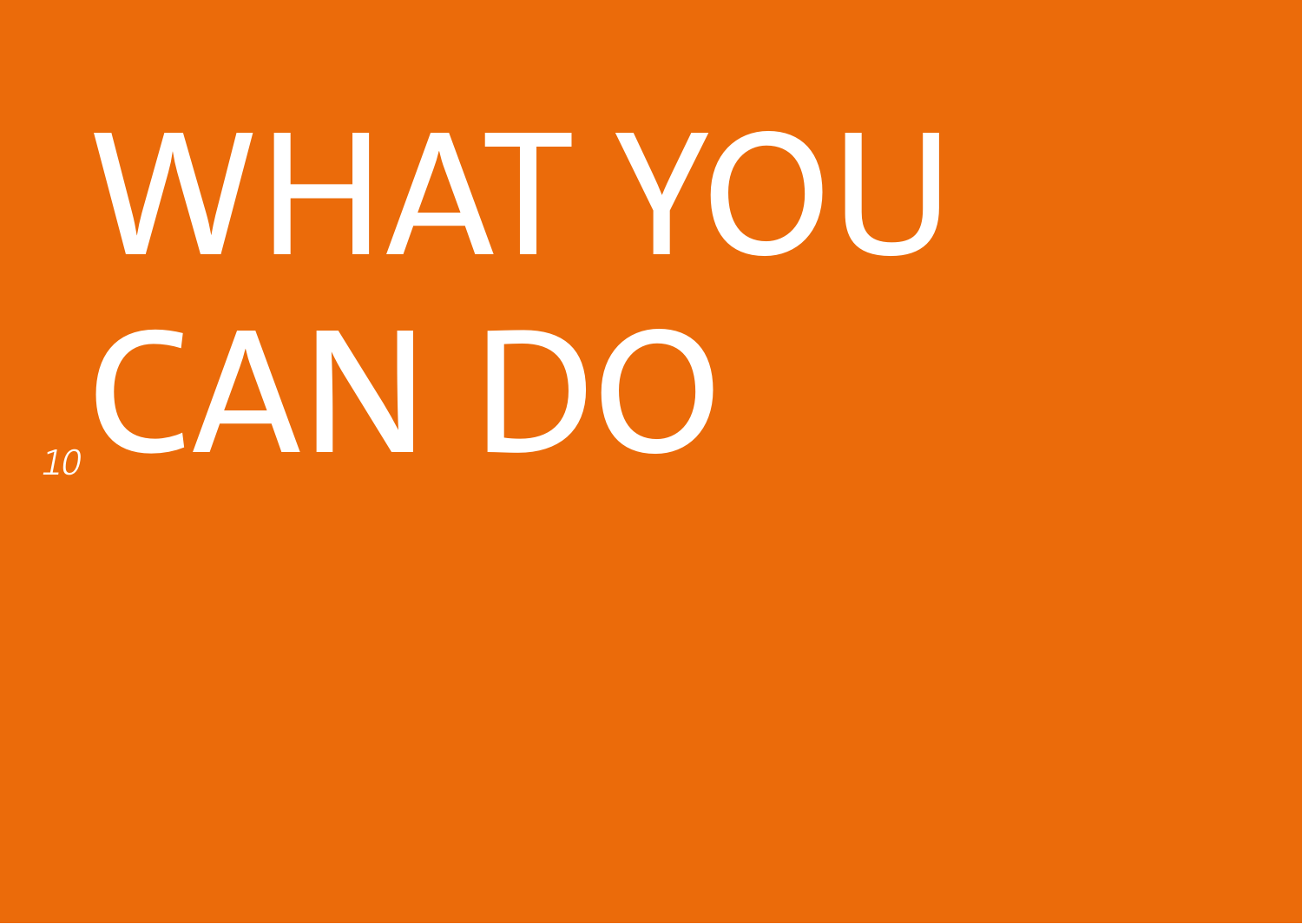# WHAT YOU CAN DO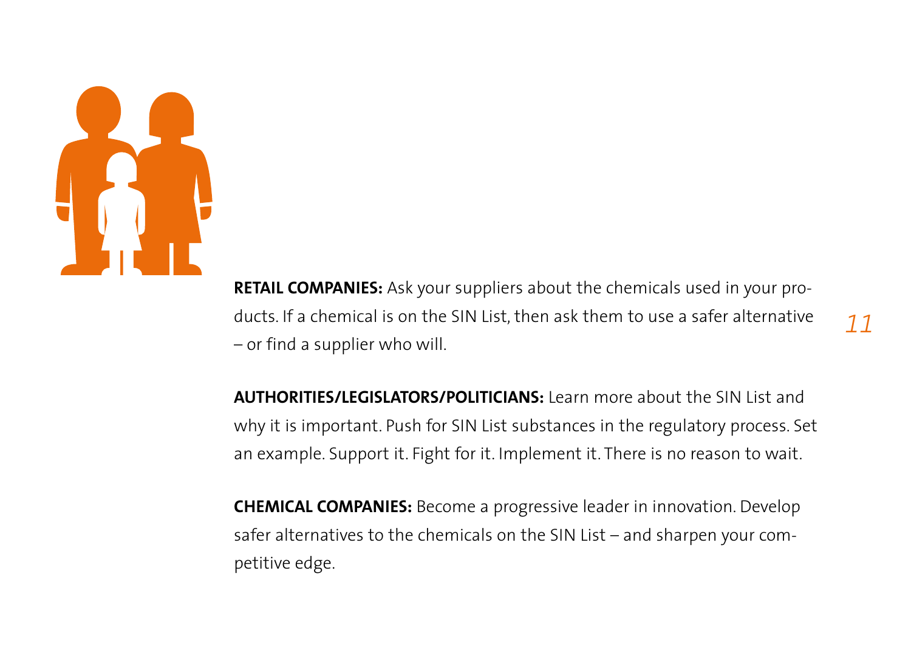**RETAIL COMPANIES:** Ask your suppliers about the chemicals used in your products. If a chemical is on the SIN List, then ask them to use a safer alternative – or find a supplier who will.

**AUTHORITIES/LEGISLATORS/POLITICIANS:** Learn more about the SIN List and why it is important. Push for SIN List substances in the regulatory process. Set an example. Support it. Fight for it. Implement it. There is no reason to wait.

**CHEMICAL COMPANIES:** Become a progressive leader in innovation. Develop safer alternatives to the chemicals on the SIN List – and sharpen your competitive edge.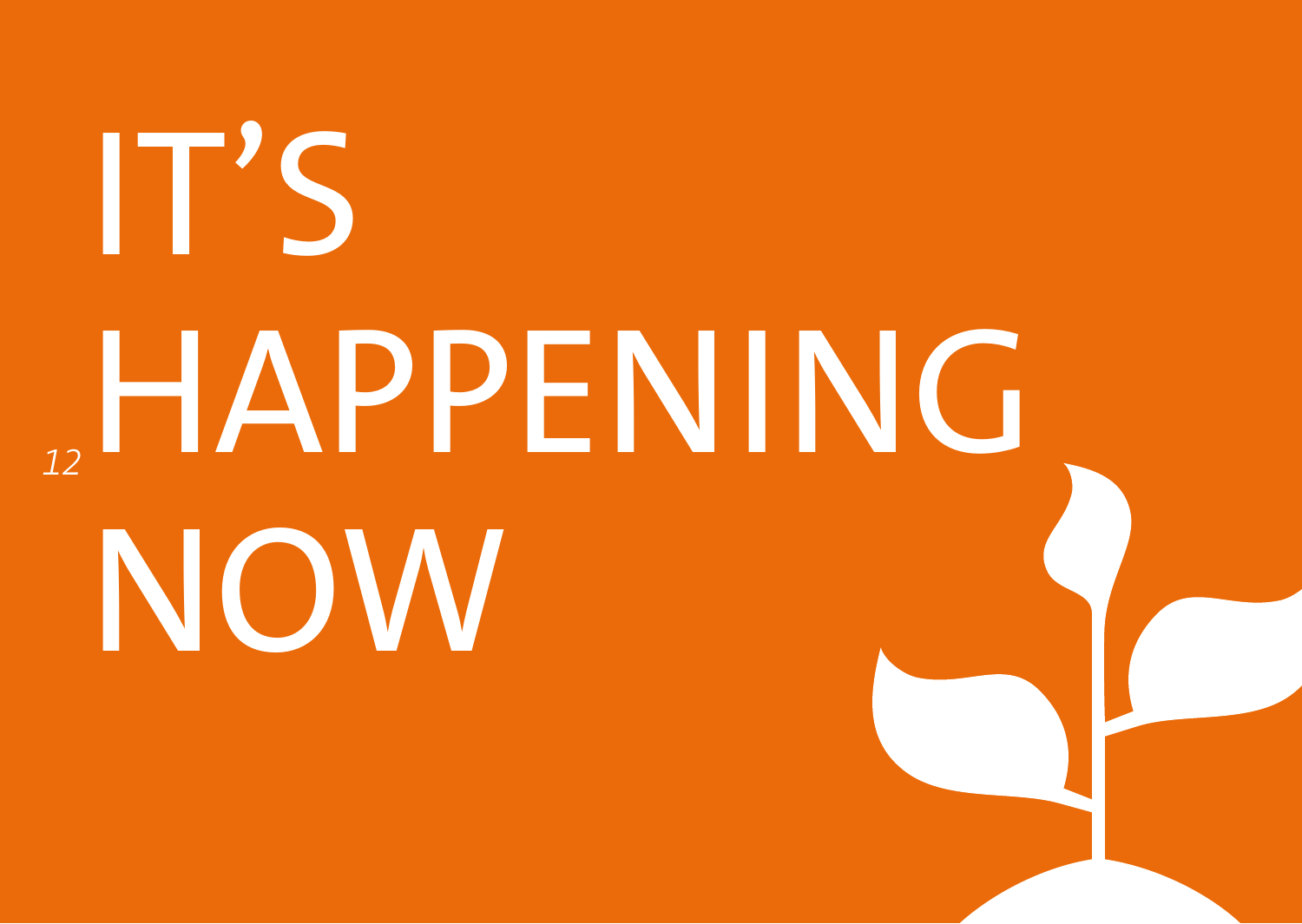# IT'S HAPPENING NOW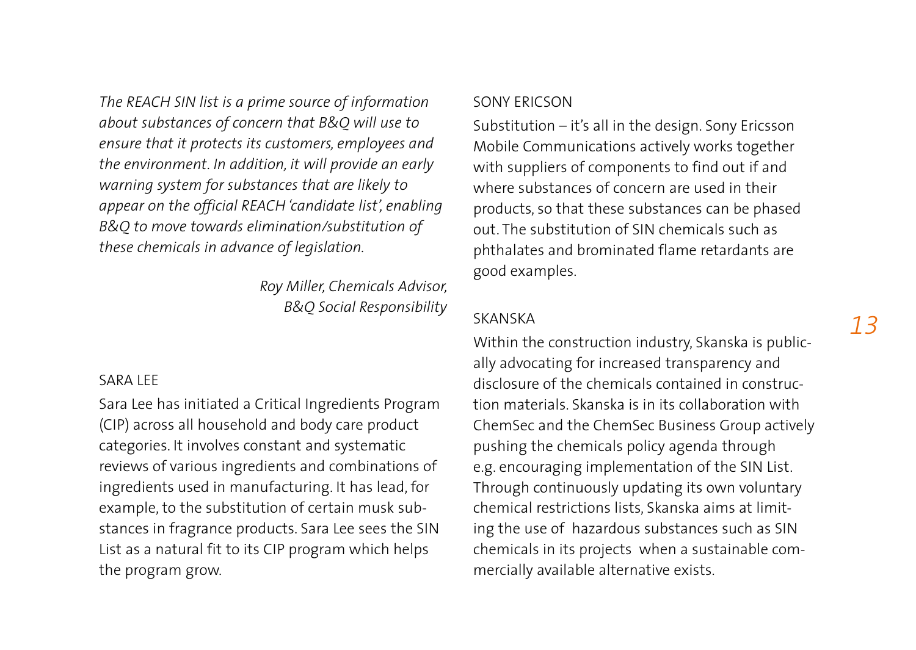*The REACH SIN list is a prime source of information about substances of concern that B&Q will use to ensure that it protects its customers, employees and the environment. In addition, it will provide an early warning system for substances that are likely to appear on the official REACH 'candidate list', enabling B&Q to move towards elimination/substitution of these chemicals in advance of legislation.*

*Roy Miller, Chemicals Advisor, B&Q Social Responsibility*

### SARA LEE

Sara Lee has initiated a Critical Ingredients Program (CIP) across all household and body care product categories. It involves constant and systematic reviews of various ingredients and combinations of ingredients used in manufacturing. It has lead, for example, to the substitution of certain musk substances in fragrance products. Sara Lee sees the SIN List as a natural fit to its CIP program which helps the program grow.

### SONY ERICSON

Substitution – it's all in the design. Sony Ericsson Mobile Communications actively works together with suppliers of components to find out if and where substances of concern are used in their products, so that these substances can be phased out. The substitution of SIN chemicals such as phthalates and brominated flame retardants are good examples.

### SKANSKA

Within the construction industry, Skanska is publically advocating for increased transparency and disclosure of the chemicals contained in construction materials. Skanska is in its collaboration with ChemSec and the ChemSec Business Group actively pushing the chemicals policy agenda through e.g. encouraging implementation of the SIN List. Through continuously updating its own voluntary chemical restrictions lists, Skanska aims at limiting the use of hazardous substances such as SIN chemicals in its projects when a sustainable commercially available alternative exists.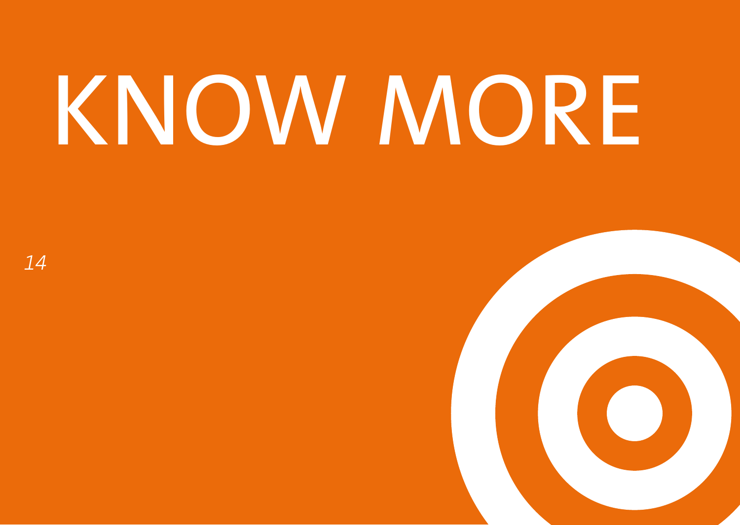# KNOW MORE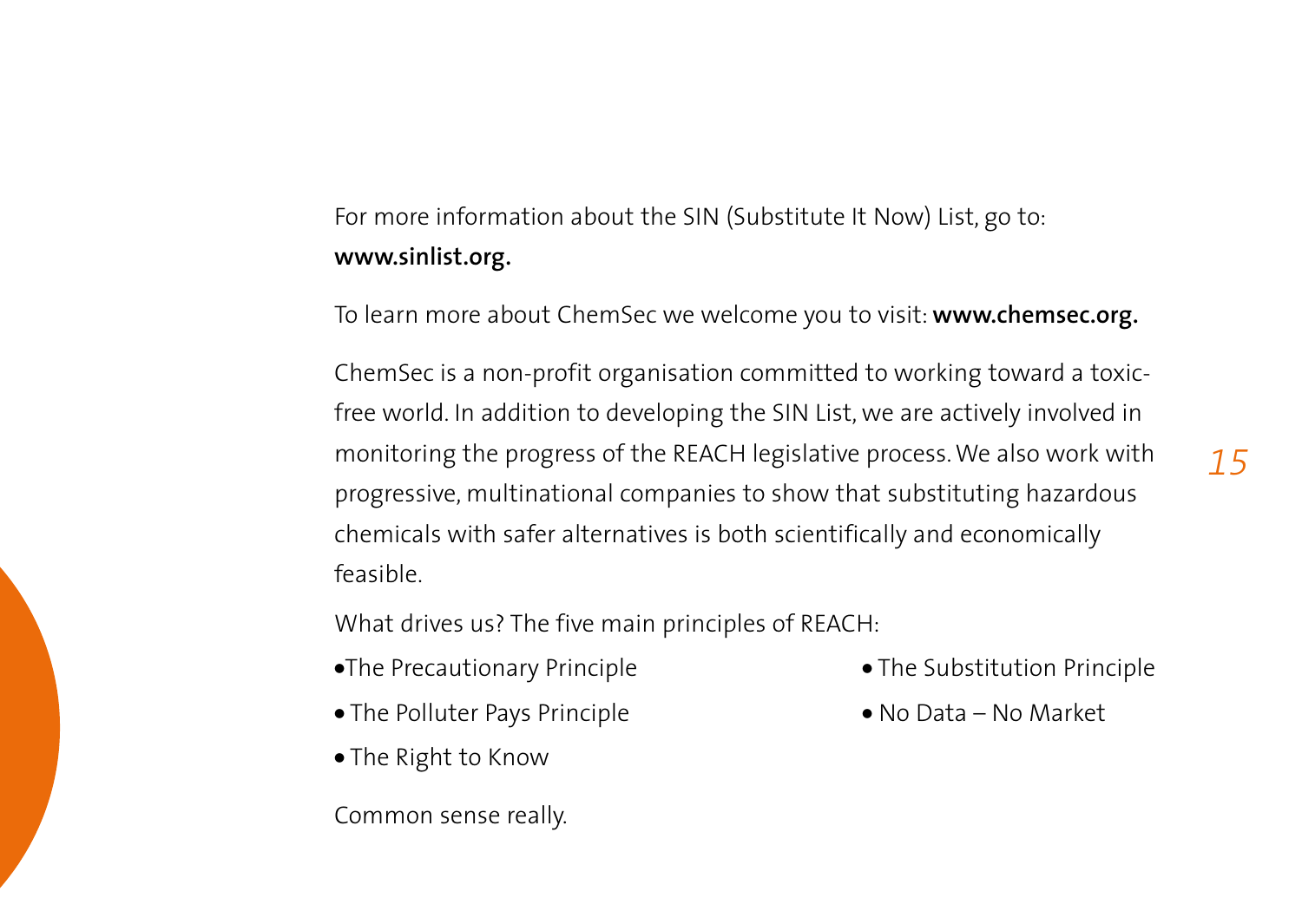For more information about the SIN (Substitute It Now) List, go to: **www.sinlist.org.**

To learn more about ChemSec we welcome you to visit: **www.chemsec.org.**

ChemSec is a non-profit organisation committed to working toward a toxic-free world. In addition to developing the SIN List, we are actively involved in monitoring the progress of the REACH legislative process. We also work with progressive, multinational companies to show that substituting hazardous chemicals with safer alternatives is both scientifically and economically feasible.

What drives us? The five main principles of REACH:

- The Precautionary Principle
- The Polluter Pays Principle
- The Right to Know
- The Substitution Principle
- No Data – No Market

Common sense really.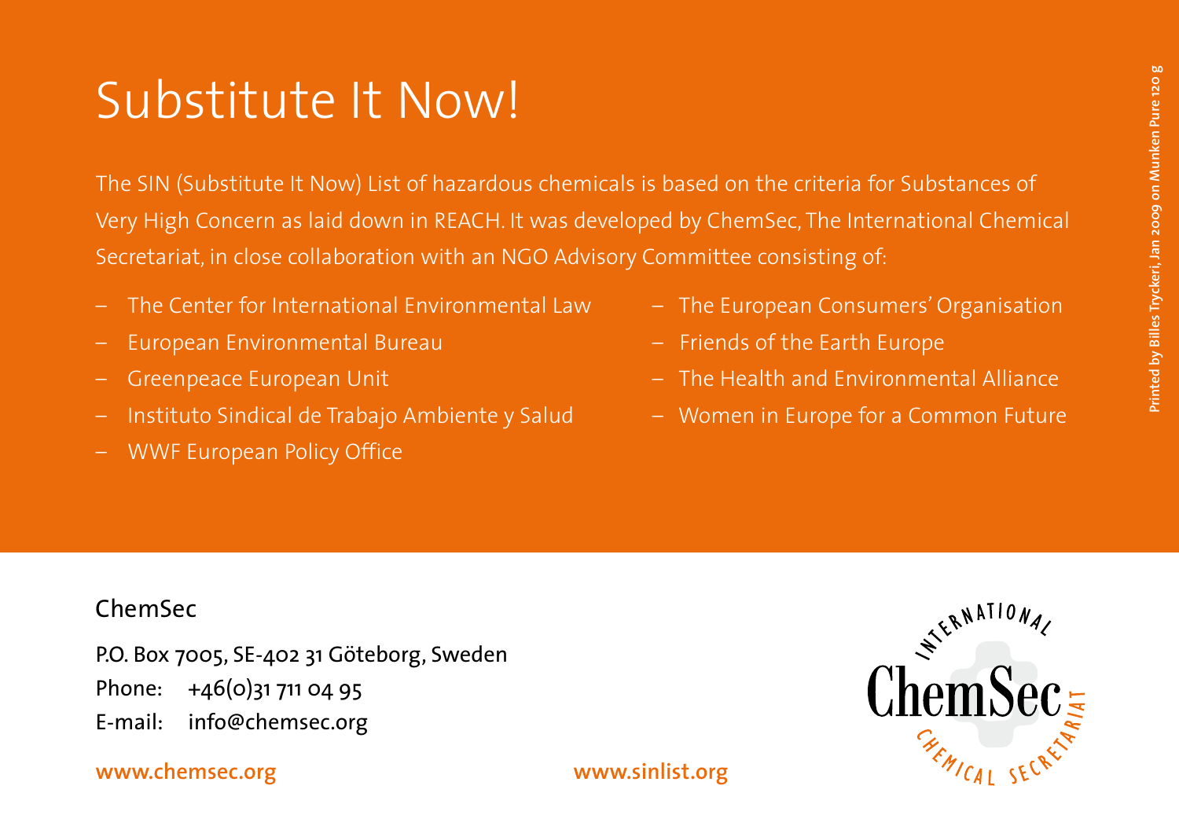# Substitute It Now!

The SIN (Substitute It Now) List of hazardous chemicals is based on the criteria for Substances of Very High Concern as laid down in REACH. It was developed by ChemSec, The International Chemical Secretariat, in close collaboration with an NGO Advisory Committee consisting of:

- The Center for International Environmental Law
- European Environmental Bureau
- Greenpeace European Unit
- Instituto Sindical de Trabajo Ambiente y Salud
- WWF European Policy Office
- The European Consumers' Organisation
- Friends of the Earth Europe
- The Health and Environmental Alliance
- Women in Europe for a Common Future

Printed by Billes Tryckeri, Jan 2009 on Munken Pure 120 g

ChemSec

P.O. Box 7005, SE-402 31 Göteborg, Sweden

Phone: +46(0)31 711 04 95

E-mail: info@chemsec.org

www.chemsec.org

www.sinlist.org

International ChemSec Chemical Secretariat